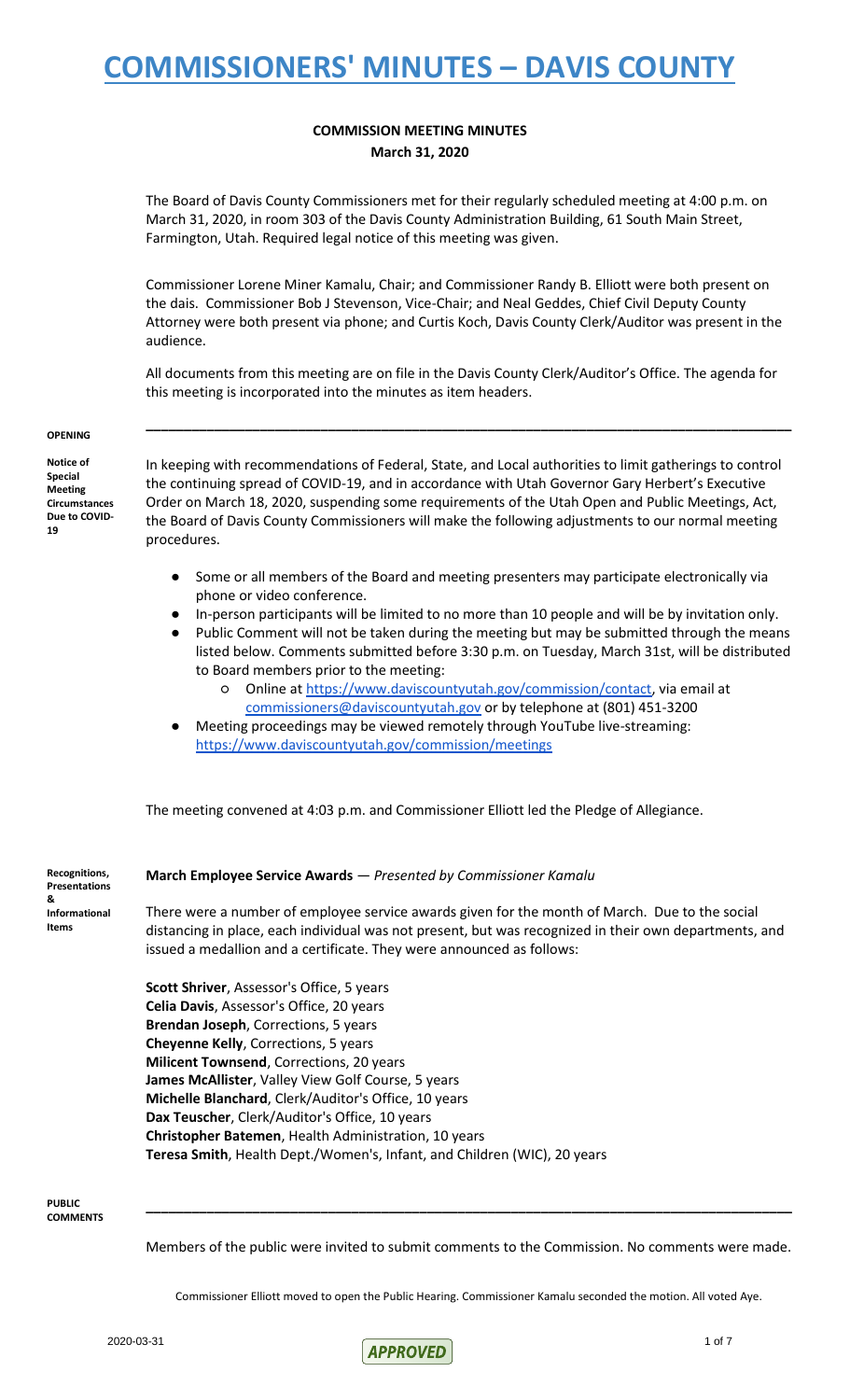# COMMISSIONERS' MINUTES – DAVIS COUNTY

## COMMISSION MEETING MINUTES
**March 31, 2020**

The Board of Davis County Commissioners met for their regularly scheduled meeting at 4:00 p.m. on March 31, 2020, in room 303 of the Davis County Administration Building, 61 South Main Street, Farmington, Utah. Required legal notice of this meeting was given.

Commissioner Lorene Miner Kamalu, Chair; and Commissioner Randy B. Elliott were both present on the dais. Commissioner Bob J Stevenson, Vice-Chair; and Neal Geddes, Chief Civil Deputy County Attorney were both present via phone; and Curtis Koch, Davis County Clerk/Auditor was present in the audience.

All documents from this meeting are on file in the Davis County Clerk/Auditor's Office. The agenda for this meeting is incorporated into the minutes as item headers.

---

**OPENING**

**Notice of Special Meeting Circumstances Due to COVID-19**

In keeping with recommendations of Federal, State, and Local authorities to limit gatherings to control the continuing spread of COVID-19, and in accordance with Utah Governor Gary Herbert's Executive Order on March 18, 2020, suspending some requirements of the Utah Open and Public Meetings, Act, the Board of Davis County Commissioners will make the following adjustments to our normal meeting procedures.

- Some or all members of the Board and meeting presenters may participate electronically via phone or video conference.
- In-person participants will be limited to no more than 10 people and will be by invitation only.
- Public Comment will not be taken during the meeting but may be submitted through the means listed below. Comments submitted before 3:30 p.m. on Tuesday, March 31st, will be distributed to Board members prior to the meeting:
  - Online at https://www.daviscountyutah.gov/commission/contact, via email at commissioners@daviscountyutah.gov or by telephone at (801) 451-3200
- Meeting proceedings may be viewed remotely through YouTube live-streaming: https://www.daviscountyutah.gov/commission/meetings

The meeting convened at 4:03 p.m. and Commissioner Elliott led the Pledge of Allegiance.

**Recognitions, Presentations & Informational Items**

**March Employee Service Awards** — *Presented by Commissioner Kamalu*

There were a number of employee service awards given for the month of March. Due to the social distancing in place, each individual was not present, but was recognized in their own departments, and issued a medallion and a certificate. They were announced as follows:

**Scott Shriver**, Assessor's Office, 5 years
**Celia Davis**, Assessor's Office, 20 years
**Brendan Joseph**, Corrections, 5 years
**Cheyenne Kelly**, Corrections, 5 years
**Milicent Townsend**, Corrections, 20 years
**James McAllister**, Valley View Golf Course, 5 years
**Michelle Blanchard**, Clerk/Auditor's Office, 10 years
**Dax Teuscher**, Clerk/Auditor's Office, 10 years
**Christopher Batemen**, Health Administration, 10 years
**Teresa Smith**, Health Dept./Women's, Infant, and Children (WIC), 20 years

---

**PUBLIC COMMENTS**

Members of the public were invited to submit comments to the Commission. No comments were made.

Commissioner Elliott moved to open the Public Hearing. Commissioner Kamalu seconded the motion. All voted Aye.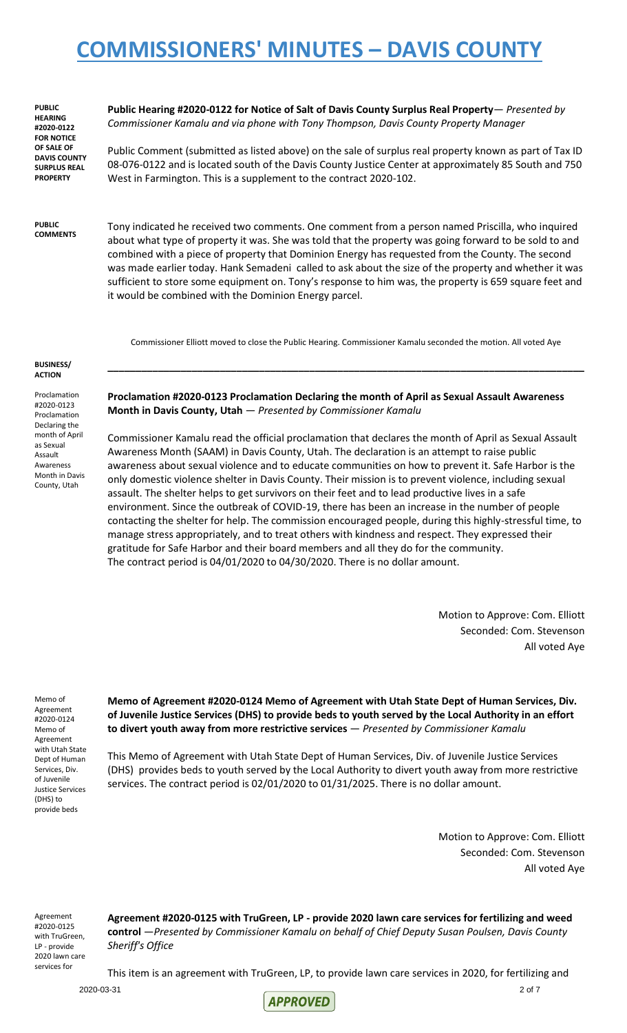**PUBLIC HEARING #2020-0122 FOR NOTICE OF SALE OF DAVIS COUNTY SURPLUS REAL PROPERTY**

**Public Hearing #2020-0122 for Notice of Salt of Davis County Surplus Real Property**— *Presented by Commissioner Kamalu and via phone with Tony Thompson, Davis County Property Manager*

Public Comment (submitted as listed above) on the sale of surplus real property known as part of Tax ID 08-076-0122 and is located south of the Davis County Justice Center at approximately 85 South and 750 West in Farmington. This is a supplement to the contract 2020-102.

**PUBLIC COMMENTS**

Tony indicated he received two comments. One comment from a person named Priscilla, who inquired about what type of property it was. She was told that the property was going forward to be sold to and combined with a piece of property that Dominion Energy has requested from the County. The second was made earlier today. Hank Semadeni called to ask about the size of the property and whether it was sufficient to store some equipment on. Tony's response to him was, the property is 659 square feet and it would be combined with the Dominion Energy parcel.

Commissioner Elliott moved to close the Public Hearing. Commissioner Kamalu seconded the motion. All voted Aye

**BUSINESS/ ACTION**

---

Proclamation #2020-0123 Proclamation Declaring the month of April as Sexual Assault Awareness Month in Davis County, Utah

**Proclamation #2020-0123 Proclamation Declaring the month of April as Sexual Assault Awareness Month in Davis County, Utah** — *Presented by Commissioner Kamalu*

Commissioner Kamalu read the official proclamation that declares the month of April as Sexual Assault Awareness Month (SAAM) in Davis County, Utah. The declaration is an attempt to raise public awareness about sexual violence and to educate communities on how to prevent it. Safe Harbor is the only domestic violence shelter in Davis County. Their mission is to prevent violence, including sexual assault. The shelter helps to get survivors on their feet and to lead productive lives in a safe environment. Since the outbreak of COVID-19, there has been an increase in the number of people contacting the shelter for help. The commission encouraged people, during this highly-stressful time, to manage stress appropriately, and to treat others with kindness and respect. They expressed their gratitude for Safe Harbor and their board members and all they do for the community.
The contract period is 04/01/2020 to 04/30/2020. There is no dollar amount.

Motion to Approve: Com. Elliott
Seconded: Com. Stevenson
All voted Aye

Memo of Agreement #2020-0124 Memo of Agreement with Utah State Dept of Human Services, Div. of Juvenile Justice Services (DHS) to provide beds

**Memo of Agreement #2020-0124 Memo of Agreement with Utah State Dept of Human Services, Div. of Juvenile Justice Services (DHS) to provide beds to youth served by the Local Authority in an effort to divert youth away from more restrictive services** — *Presented by Commissioner Kamalu*

This Memo of Agreement with Utah State Dept of Human Services, Div. of Juvenile Justice Services (DHS) provides beds to youth served by the Local Authority to divert youth away from more restrictive services. The contract period is 02/01/2020 to 01/31/2025. There is no dollar amount.

Motion to Approve: Com. Elliott
Seconded: Com. Stevenson
All voted Aye

Agreement #2020-0125 with TruGreen, LP - provide 2020 lawn care services for

**Agreement #2020-0125 with TruGreen, LP - provide 2020 lawn care services for fertilizing and weed control** —*Presented by Commissioner Kamalu on behalf of Chief Deputy Susan Poulsen, Davis County Sheriff's Office*

This item is an agreement with TruGreen, LP, to provide lawn care services in 2020, for fertilizing and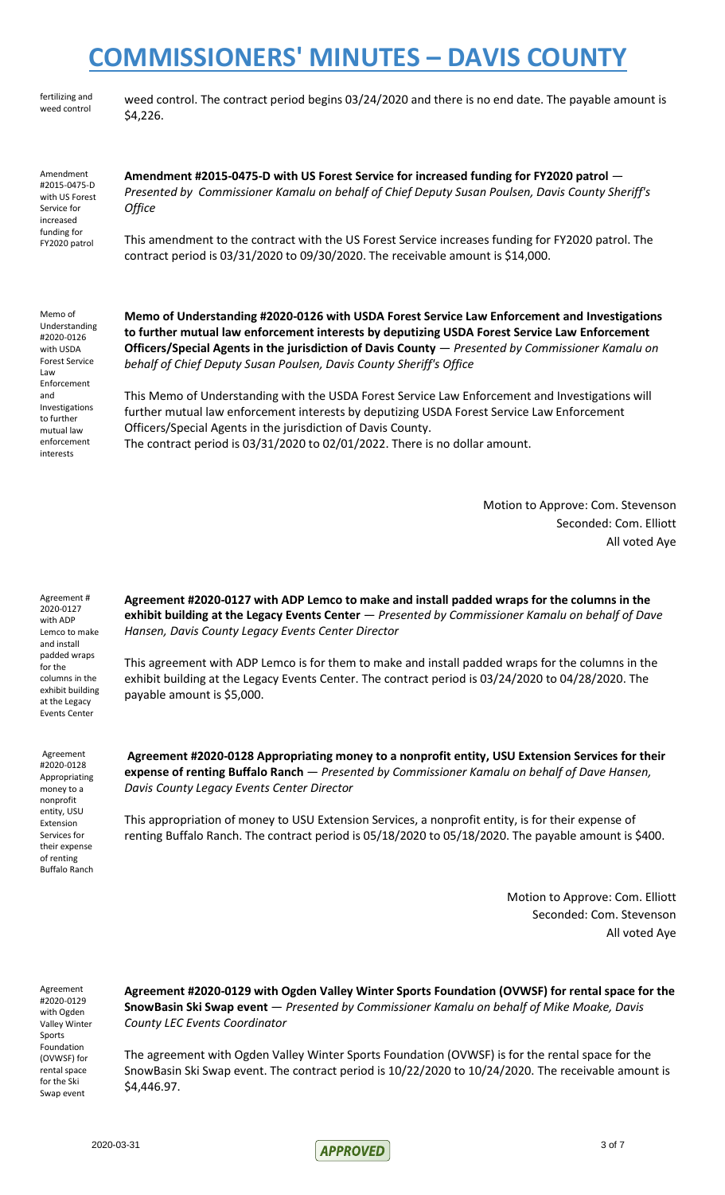weed control. The contract period begins 03/24/2020 and there is no end date. The payable amount is $4,226.

**Amendment #2015-0475-D with US Forest Service for increased funding for FY2020 patrol** — *Presented by Commissioner Kamalu on behalf of Chief Deputy Susan Poulsen, Davis County Sheriff's Office*

This amendment to the contract with the US Forest Service increases funding for FY2020 patrol. The contract period is 03/31/2020 to 09/30/2020. The receivable amount is $14,000.

**Memo of Understanding #2020-0126 with USDA Forest Service Law Enforcement and Investigations to further mutual law enforcement interests by deputizing USDA Forest Service Law Enforcement Officers/Special Agents in the jurisdiction of Davis County** — *Presented by Commissioner Kamalu on behalf of Chief Deputy Susan Poulsen, Davis County Sheriff's Office*

This Memo of Understanding with the USDA Forest Service Law Enforcement and Investigations will further mutual law enforcement interests by deputizing USDA Forest Service Law Enforcement Officers/Special Agents in the jurisdiction of Davis County.
The contract period is 03/31/2020 to 02/01/2022. There is no dollar amount.

Motion to Approve: Com. Stevenson
Seconded: Com. Elliott
All voted Aye

**Agreement #2020-0127 with ADP Lemco to make and install padded wraps for the columns in the exhibit building at the Legacy Events Center** — *Presented by Commissioner Kamalu on behalf of Dave Hansen, Davis County Legacy Events Center Director*

This agreement with ADP Lemco is for them to make and install padded wraps for the columns in the exhibit building at the Legacy Events Center. The contract period is 03/24/2020 to 04/28/2020. The payable amount is $5,000.

**Agreement #2020-0128 Appropriating money to a nonprofit entity, USU Extension Services for their expense of renting Buffalo Ranch** — *Presented by Commissioner Kamalu on behalf of Dave Hansen, Davis County Legacy Events Center Director*

This appropriation of money to USU Extension Services, a nonprofit entity, is for their expense of renting Buffalo Ranch. The contract period is 05/18/2020 to 05/18/2020. The payable amount is $400.

Motion to Approve: Com. Elliott
Seconded: Com. Stevenson
All voted Aye

**Agreement #2020-0129 with Ogden Valley Winter Sports Foundation (OVWSF) for rental space for the SnowBasin Ski Swap event** — *Presented by Commissioner Kamalu on behalf of Mike Moake, Davis County LEC Events Coordinator*

The agreement with Ogden Valley Winter Sports Foundation (OVWSF) is for the rental space for the SnowBasin Ski Swap event. The contract period is 10/22/2020 to 10/24/2020. The receivable amount is $4,446.97.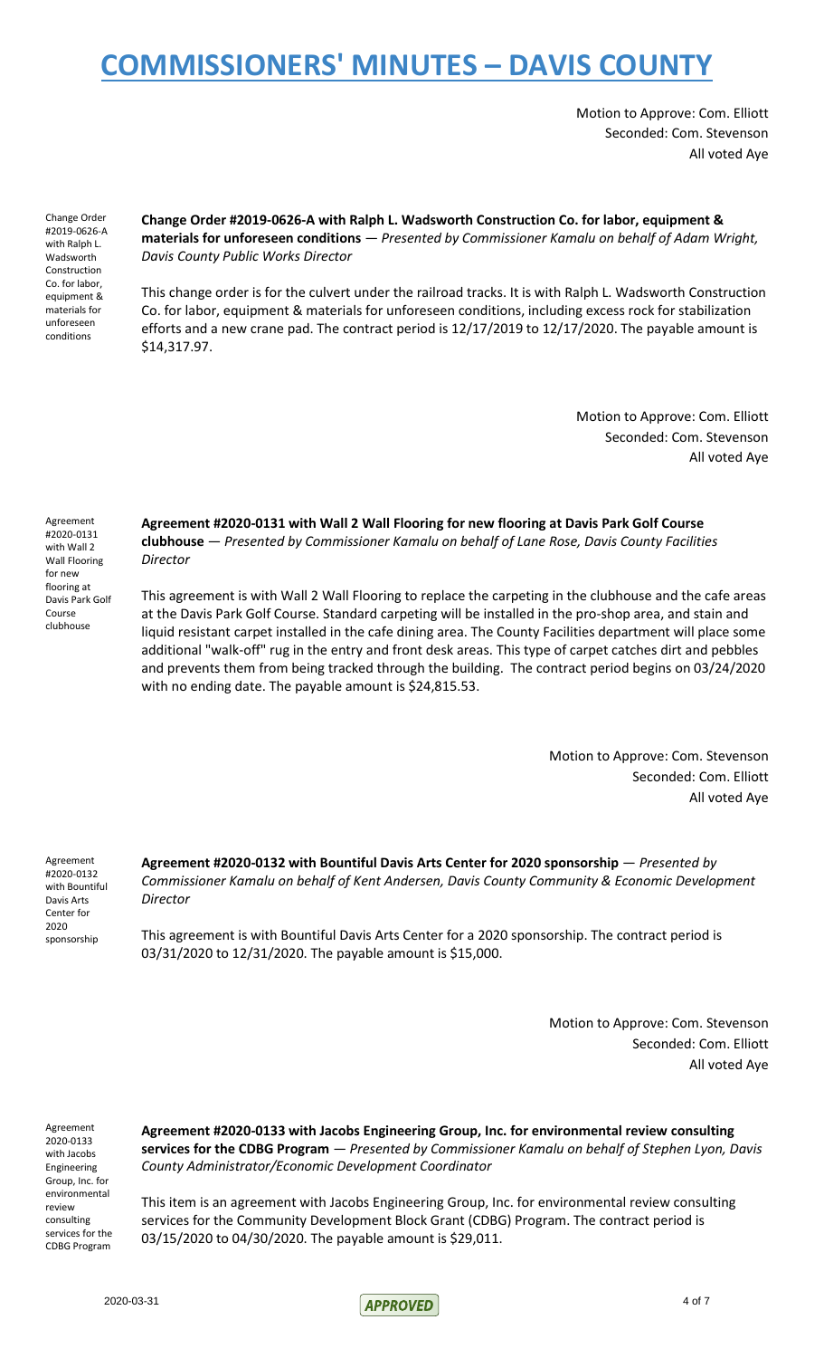Motion to Approve: Com. Elliott
Seconded: Com. Stevenson
All voted Aye

Change Order #2019-0626-A with Ralph L. Wadsworth Construction Co. for labor, equipment & materials for unforeseen conditions

**Change Order #2019-0626-A with Ralph L. Wadsworth Construction Co. for labor, equipment & materials for unforeseen conditions** — *Presented by Commissioner Kamalu on behalf of Adam Wright, Davis County Public Works Director*

This change order is for the culvert under the railroad tracks. It is with Ralph L. Wadsworth Construction Co. for labor, equipment & materials for unforeseen conditions, including excess rock for stabilization efforts and a new crane pad. The contract period is 12/17/2019 to 12/17/2020. The payable amount is $14,317.97.

Motion to Approve: Com. Elliott
Seconded: Com. Stevenson
All voted Aye

Agreement #2020-0131 with Wall 2 Wall Flooring for new flooring at Davis Park Golf Course clubhouse

**Agreement #2020-0131 with Wall 2 Wall Flooring for new flooring at Davis Park Golf Course clubhouse** — *Presented by Commissioner Kamalu on behalf of Lane Rose, Davis County Facilities Director*

This agreement is with Wall 2 Wall Flooring to replace the carpeting in the clubhouse and the cafe areas at the Davis Park Golf Course. Standard carpeting will be installed in the pro-shop area, and stain and liquid resistant carpet installed in the cafe dining area. The County Facilities department will place some additional "walk-off" rug in the entry and front desk areas. This type of carpet catches dirt and pebbles and prevents them from being tracked through the building. The contract period begins on 03/24/2020 with no ending date. The payable amount is $24,815.53.

Motion to Approve: Com. Stevenson
Seconded: Com. Elliott
All voted Aye

Agreement #2020-0132 with Bountiful Davis Arts Center for 2020 sponsorship

**Agreement #2020-0132 with Bountiful Davis Arts Center for 2020 sponsorship** — *Presented by Commissioner Kamalu on behalf of Kent Andersen, Davis County Community & Economic Development Director*

This agreement is with Bountiful Davis Arts Center for a 2020 sponsorship. The contract period is 03/31/2020 to 12/31/2020. The payable amount is $15,000.

Motion to Approve: Com. Stevenson
Seconded: Com. Elliott
All voted Aye

Agreement 2020-0133 with Jacobs Engineering Group, Inc. for environmental review consulting services for the CDBG Program

**Agreement #2020-0133 with Jacobs Engineering Group, Inc. for environmental review consulting services for the CDBG Program** — *Presented by Commissioner Kamalu on behalf of Stephen Lyon, Davis County Administrator/Economic Development Coordinator*

This item is an agreement with Jacobs Engineering Group, Inc. for environmental review consulting services for the Community Development Block Grant (CDBG) Program. The contract period is 03/15/2020 to 04/30/2020. The payable amount is $29,011.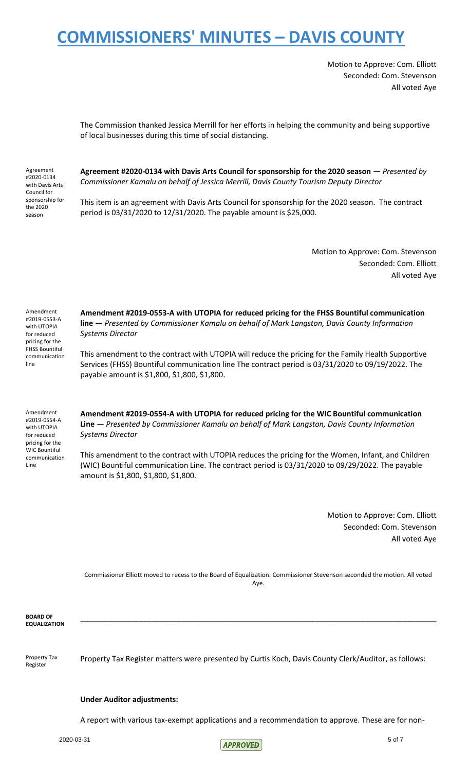Motion to Approve: Com. Elliott
Seconded: Com. Stevenson
All voted Aye

The Commission thanked Jessica Merrill for her efforts in helping the community and being supportive of local businesses during this time of social distancing.

Agreement #2020-0134 with Davis Arts Council for sponsorship for the 2020 season

**Agreement #2020-0134 with Davis Arts Council for sponsorship for the 2020 season** — *Presented by Commissioner Kamalu on behalf of Jessica Merrill, Davis County Tourism Deputy Director*

This item is an agreement with Davis Arts Council for sponsorship for the 2020 season. The contract period is 03/31/2020 to 12/31/2020. The payable amount is $25,000.

Motion to Approve: Com. Stevenson
Seconded: Com. Elliott
All voted Aye

Amendment #2019-0553-A with UTOPIA for reduced pricing for the FHSS Bountiful communication line

**Amendment #2019-0553-A with UTOPIA for reduced pricing for the FHSS Bountiful communication line** — *Presented by Commissioner Kamalu on behalf of Mark Langston, Davis County Information Systems Director*

This amendment to the contract with UTOPIA will reduce the pricing for the Family Health Supportive Services (FHSS) Bountiful communication line The contract period is 03/31/2020 to 09/19/2022. The payable amount is $1,800, $1,800, $1,800.

Amendment #2019-0554-A with UTOPIA for reduced pricing for the WIC Bountiful communication Line

**Amendment #2019-0554-A with UTOPIA for reduced pricing for the WIC Bountiful communication Line** — *Presented by Commissioner Kamalu on behalf of Mark Langston, Davis County Information Systems Director*

This amendment to the contract with UTOPIA reduces the pricing for the Women, Infant, and Children (WIC) Bountiful communication Line. The contract period is 03/31/2020 to 09/29/2022. The payable amount is $1,800, $1,800, $1,800.

Motion to Approve: Com. Elliott
Seconded: Com. Stevenson
All voted Aye

Commissioner Elliott moved to recess to the Board of Equalization. Commissioner Stevenson seconded the motion. All voted Aye.

**BOARD OF EQUALIZATION**

---

Property Tax Register

Property Tax Register matters were presented by Curtis Koch, Davis County Clerk/Auditor, as follows:

**Under Auditor adjustments:**

A report with various tax-exempt applications and a recommendation to approve. These are for non-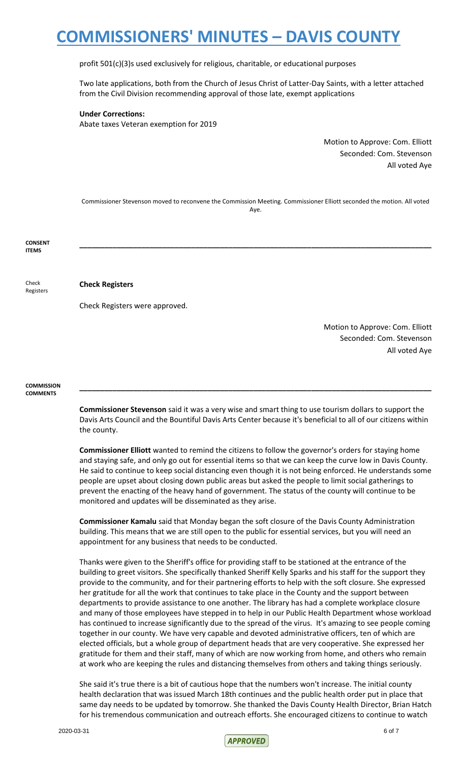profit 501(c)(3)s used exclusively for religious, charitable, or educational purposes

Two late applications, both from the Church of Jesus Christ of Latter-Day Saints, with a letter attached from the Civil Division recommending approval of those late, exempt applications

**Under Corrections:**
Abate taxes Veteran exemption for 2019

Motion to Approve: Com. Elliott
Seconded: Com. Stevenson
All voted Aye

Commissioner Stevenson moved to reconvene the Commission Meeting. Commissioner Elliott seconded the motion. All voted Aye.

**CONSENT ITEMS**

---

Check Registers

**Check Registers**

Check Registers were approved.

Motion to Approve: Com. Elliott
Seconded: Com. Stevenson
All voted Aye

**COMMISSION COMMENTS**

---

**Commissioner Stevenson** said it was a very wise and smart thing to use tourism dollars to support the Davis Arts Council and the Bountiful Davis Arts Center because it's beneficial to all of our citizens within the county.

**Commissioner Elliott** wanted to remind the citizens to follow the governor's orders for staying home and staying safe, and only go out for essential items so that we can keep the curve low in Davis County. He said to continue to keep social distancing even though it is not being enforced. He understands some people are upset about closing down public areas but asked the people to limit social gatherings to prevent the enacting of the heavy hand of government. The status of the county will continue to be monitored and updates will be disseminated as they arise.

**Commissioner Kamalu** said that Monday began the soft closure of the Davis County Administration building. This means that we are still open to the public for essential services, but you will need an appointment for any business that needs to be conducted.

Thanks were given to the Sheriff's office for providing staff to be stationed at the entrance of the building to greet visitors. She specifically thanked Sheriff Kelly Sparks and his staff for the support they provide to the community, and for their partnering efforts to help with the soft closure. She expressed her gratitude for all the work that continues to take place in the County and the support between departments to provide assistance to one another. The library has had a complete workplace closure and many of those employees have stepped in to help in our Public Health Department whose workload has continued to increase significantly due to the spread of the virus. It's amazing to see people coming together in our county. We have very capable and devoted administrative officers, ten of which are elected officials, but a whole group of department heads that are very cooperative. She expressed her gratitude for them and their staff, many of which are now working from home, and others who remain at work who are keeping the rules and distancing themselves from others and taking things seriously.

She said it's true there is a bit of cautious hope that the numbers won't increase. The initial county health declaration that was issued March 18th continues and the public health order put in place that same day needs to be updated by tomorrow. She thanked the Davis County Health Director, Brian Hatch for his tremendous communication and outreach efforts. She encouraged citizens to continue to watch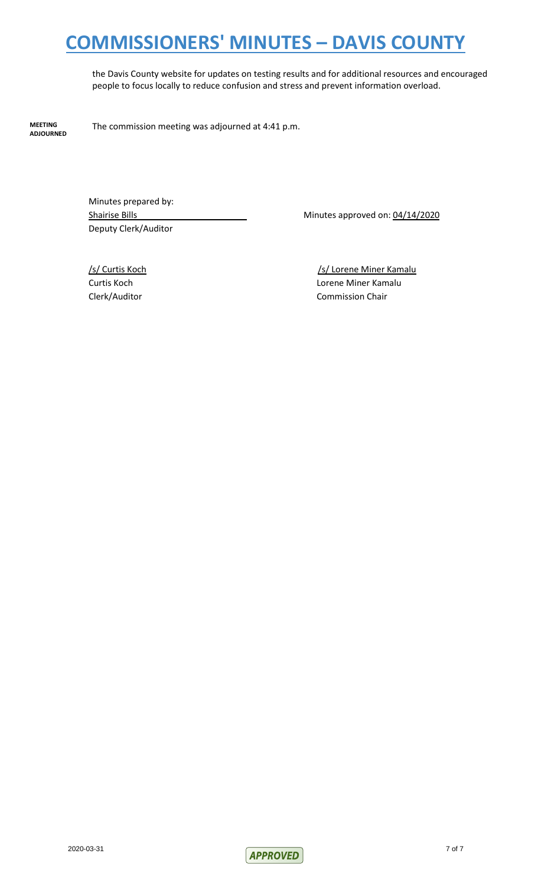the Davis County website for updates on testing results and for additional resources and encouraged people to focus locally to reduce confusion and stress and prevent information overload.

**MEETING ADJOURNED** The commission meeting was adjourned at 4:41 p.m.

Minutes prepared by:
Shairise Bills
Deputy Clerk/Auditor

Minutes approved on: 04/14/2020

/s/ Curtis Koch
Curtis Koch
Clerk/Auditor

/s/ Lorene Miner Kamalu
Lorene Miner Kamalu
Commission Chair